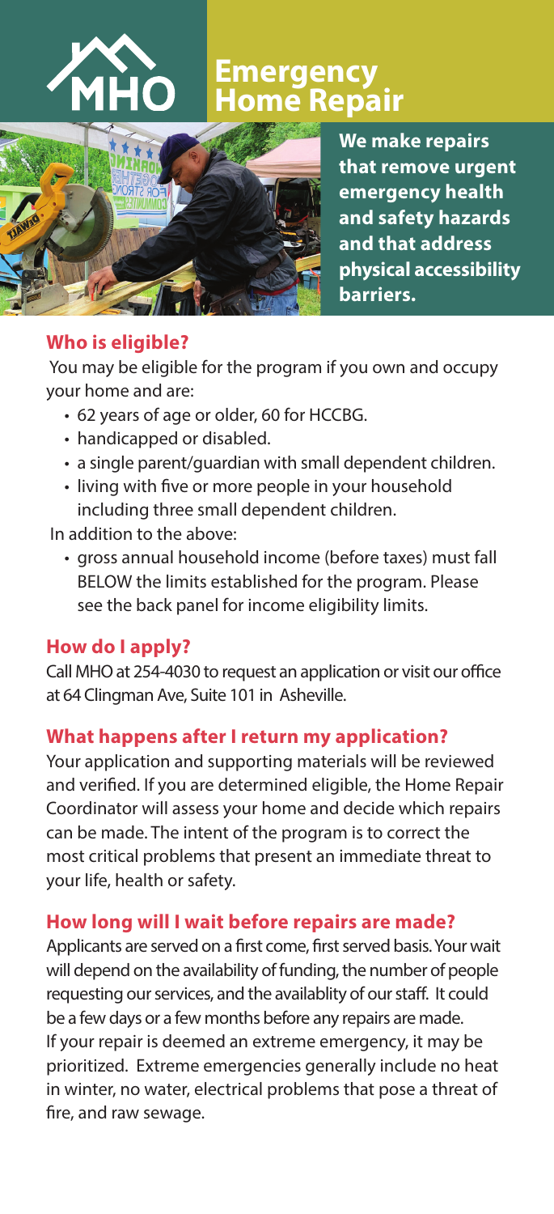# Emergency Home Repair

**We make repairs that remove urgent emergency health and safety hazards and that address physical accessibility barriers.**

## Who is eligible?

You may be eligible for the program if you own and occupy your home and are:

- 62 years of age or older, 60 for HCCBG.
- handicapped or disabled.
- a single parent/guardian with small dependent children.
- living with five or more people in your household including three small dependent children.

In addition to the above:

- gross annual household income (before taxes) must fall BELOW the limits established for the program. Please see the back panel for income eligibility limits.

## How do I apply?

Call MHO at 254-4030 to request an application or visit our office at 64 Clingman Ave, Suite 101 in Asheville.

## What happens after I return my application?

Your application and supporting materials will be reviewed and verified. If you are determined eligible, the Home Repair Coordinator will assess your home and decide which repairs can be made. The intent of the program is to correct the most critical problems that present an immediate threat to your life, health or safety.

## How long will I wait before repairs are made?

Applicants are served on a first come, first served basis. Your wait will depend on the availability of funding, the number of people requesting our services, and the availablity of our staff. It could be a few days or a few months before any repairs are made. If your repair is deemed an extreme emergency, it may be prioritized. Extreme emergencies generally include no heat in winter, no water, electrical problems that pose a threat of fire, and raw sewage.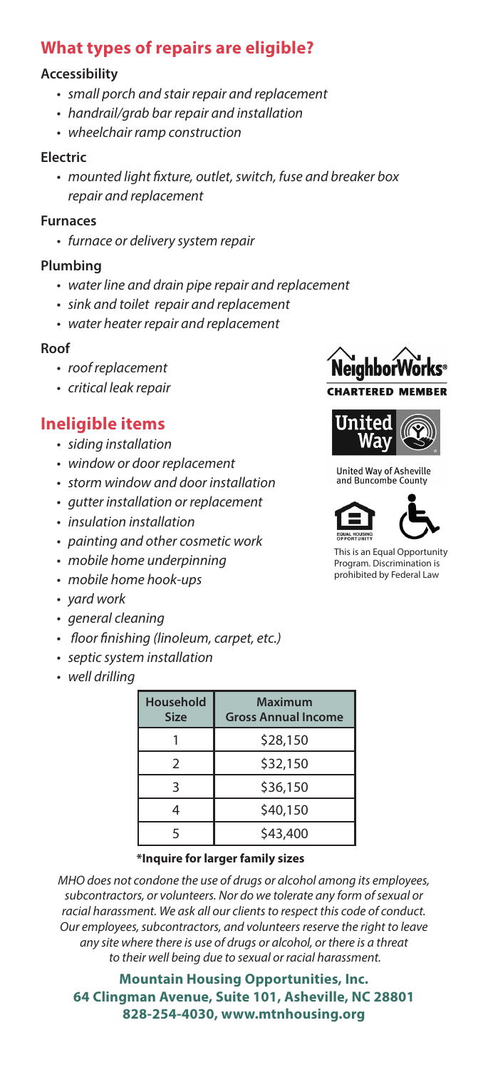## What types of repairs are eligible?

**Accessibility**

- *small porch and stair repair and replacement*
- *handrail/grab bar repair and installation*
- *wheelchair ramp construction*

**Electric**

- *mounted light fixture, outlet, switch, fuse and breaker box repair and replacement*

**Furnaces**

- *furnace or delivery system repair*

**Plumbing**

- *water line and drain pipe repair and replacement*
- *sink and toilet repair and replacement*
- *water heater repair and replacement*

**Roof**

- *roof replacement*
- *critical leak repair*

## Ineligible items

- *siding installation*
- *window or door replacement*
- *storm window and door installation*
- *gutter installation or replacement*
- *insulation installation*
- *painting and other cosmetic work*
- *mobile home underpinning*
- *mobile home hook-ups*
- *yard work*
- *general cleaning*
- *floor finishing (linoleum, carpet, etc.)*
- *septic system installation*
- *well drilling*

NeighborWorks® CHARTERED MEMBER

United Way

United Way of Asheville and Buncombe County

EQUAL HOUSING OPPORTUNITY

This is an Equal Opportunity Program. Discrimination is prohibited by Federal Law

| Household Size | Maximum Gross Annual Income |
|---|---|
| 1 | $28,150 |
| 2 | $32,150 |
| 3 | $36,150 |
| 4 | $40,150 |
| 5 | $43,400 |

**\*Inquire for larger family sizes**

*MHO does not condone the use of drugs or alcohol among its employees, subcontractors, or volunteers. Nor do we tolerate any form of sexual or racial harassment. We ask all our clients to respect this code of conduct. Our employees, subcontractors, and volunteers reserve the right to leave any site where there is use of drugs or alcohol, or there is a threat to their well being due to sexual or racial harassment.*

**Mountain Housing Opportunities, Inc.**
**64 Clingman Avenue, Suite 101, Asheville, NC 28801**
**828-254-4030, www.mtnhousing.org**